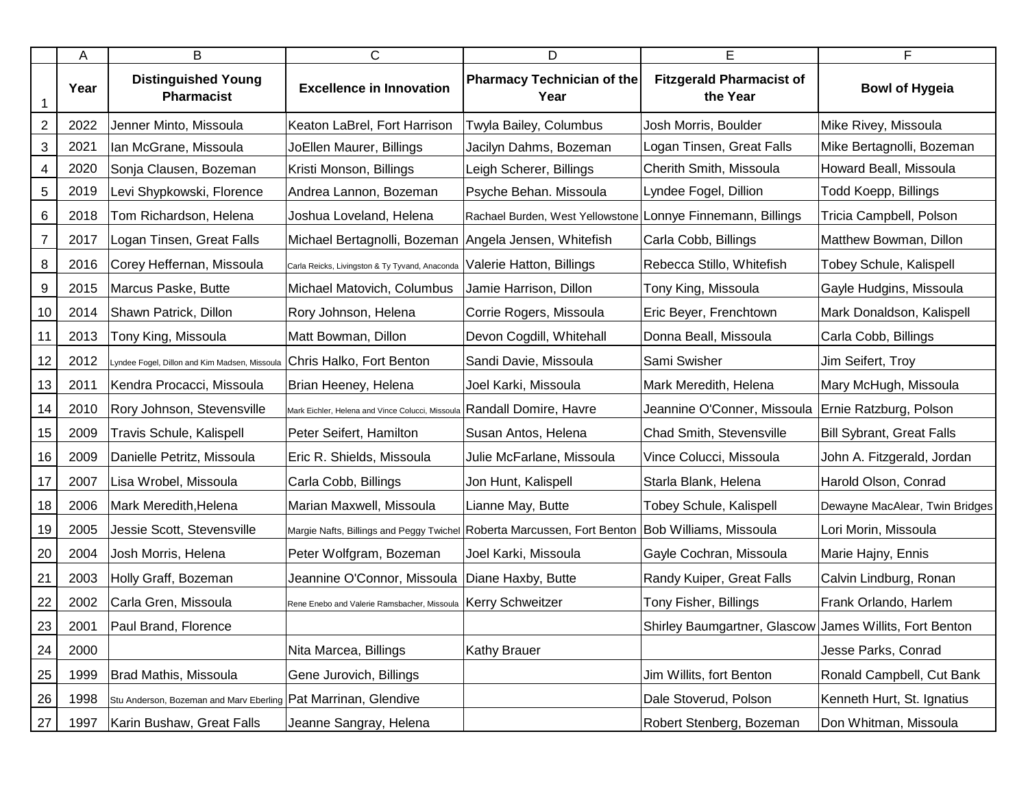| | A | B | C | D | E | F |
|---|---|---|---|---|---|---|
| 1 | Year | Distinguished Young Pharmacist | Excellence in Innovation | Pharmacy Technician of the Year | Fitzgerald Pharmacist of the Year | Bowl of Hygeia |
| 2 | 2022 | Jenner Minto, Missoula | Keaton LaBrel, Fort Harrison | Twyla Bailey, Columbus | Josh Morris, Boulder | Mike Rivey, Missoula |
| 3 | 2021 | Ian McGrane, Missoula | JoEllen Maurer, Billings | Jacilyn Dahms, Bozeman | Logan Tinsen, Great Falls | Mike Bertagnolli, Bozeman |
| 4 | 2020 | Sonja Clausen, Bozeman | Kristi Monson, Billings | Leigh Scherer, Billings | Cherith Smith, Missoula | Howard Beall, Missoula |
| 5 | 2019 | Levi Shypkowski, Florence | Andrea Lannon, Bozeman | Psyche Behan. Missoula | Lyndee Fogel, Dillion | Todd Koepp, Billings |
| 6 | 2018 | Tom Richardson, Helena | Joshua Loveland, Helena | Rachael Burden, West Yellowstone | Lonnye Finnemann, Billings | Tricia Campbell, Polson |
| 7 | 2017 | Logan Tinsen, Great Falls | Michael Bertagnolli, Bozeman | Angela Jensen, Whitefish | Carla Cobb, Billings | Matthew Bowman, Dillon |
| 8 | 2016 | Corey Heffernan, Missoula | Carla Reicks, Livingston & Ty Tyvand, Anaconda | Valerie Hatton, Billings | Rebecca Stillo, Whitefish | Tobey Schule, Kalispell |
| 9 | 2015 | Marcus Paske, Butte | Michael Matovich, Columbus | Jamie Harrison, Dillon | Tony King, Missoula | Gayle Hudgins, Missoula |
| 10 | 2014 | Shawn Patrick, Dillon | Rory Johnson, Helena | Corrie Rogers, Missoula | Eric Beyer, Frenchtown | Mark Donaldson, Kalispell |
| 11 | 2013 | Tony King, Missoula | Matt Bowman, Dillon | Devon Cogdill, Whitehall | Donna Beall, Missoula | Carla Cobb, Billings |
| 12 | 2012 | Lyndee Fogel, Dillon and Kim Madsen, Missoula | Chris Halko, Fort Benton | Sandi Davie, Missoula | Sami Swisher | Jim Seifert, Troy |
| 13 | 2011 | Kendra Procacci, Missoula | Brian Heeney, Helena | Joel Karki, Missoula | Mark Meredith, Helena | Mary McHugh, Missoula |
| 14 | 2010 | Rory Johnson, Stevensville | Mark Eichler, Helena and Vince Colucci, Missoula | Randall Domire, Havre | Jeannine O'Conner, Missoula | Ernie Ratzburg, Polson |
| 15 | 2009 | Travis Schule, Kalispell | Peter Seifert, Hamilton | Susan Antos, Helena | Chad Smith, Stevensville | Bill Sybrant, Great Falls |
| 16 | 2009 | Danielle Petritz, Missoula | Eric R. Shields, Missoula | Julie McFarlane, Missoula | Vince Colucci, Missoula | John A. Fitzgerald, Jordan |
| 17 | 2007 | Lisa Wrobel, Missoula | Carla Cobb, Billings | Jon Hunt, Kalispell | Starla Blank, Helena | Harold Olson, Conrad |
| 18 | 2006 | Mark Meredith,Helena | Marian Maxwell, Missoula | Lianne May, Butte | Tobey Schule, Kalispell | Dewayne MacAlear, Twin Bridges |
| 19 | 2005 | Jessie Scott, Stevensville | Margie Nafts, Billings and Peggy Twichel | Roberta Marcussen, Fort Benton | Bob Williams, Missoula | Lori Morin, Missoula |
| 20 | 2004 | Josh Morris, Helena | Peter Wolfgram, Bozeman | Joel Karki, Missoula | Gayle Cochran, Missoula | Marie Hajny, Ennis |
| 21 | 2003 | Holly Graff, Bozeman | Jeannine O'Connor, Missoula | Diane Haxby, Butte | Randy Kuiper, Great Falls | Calvin Lindburg, Ronan |
| 22 | 2002 | Carla Gren, Missoula | Rene Enebo and Valerie Ramsbacher, Missoula | Kerry Schweitzer | Tony Fisher, Billings | Frank Orlando, Harlem |
| 23 | 2001 | Paul Brand, Florence | | | Shirley Baumgartner, Glascow | James Willits, Fort Benton |
| 24 | 2000 | | Nita Marcea, Billings | Kathy Brauer | | Jesse Parks, Conrad |
| 25 | 1999 | Brad Mathis, Missoula | Gene Jurovich, Billings | | Jim Willits, fort Benton | Ronald Campbell, Cut Bank |
| 26 | 1998 | Stu Anderson, Bozeman and Marv Eberling | Pat Marrinan, Glendive | | Dale Stoverud, Polson | Kenneth Hurt, St. Ignatius |
| 27 | 1997 | Karin Bushaw, Great Falls | Jeanne Sangray, Helena | | Robert Stenberg, Bozeman | Don Whitman, Missoula |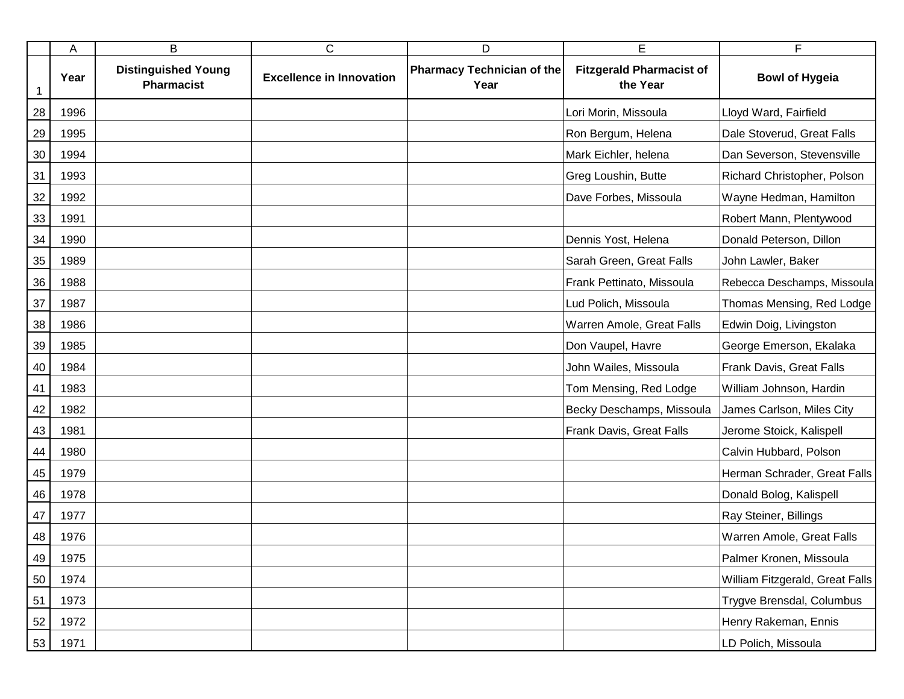| Year | Distinguished Young Pharmacist | Excellence in Innovation | Pharmacy Technician of the Year | Fitzgerald Pharmacist of the Year | Bowl of Hygeia |
|---|---|---|---|---|---|
| 1996 | | | | Lori Morin, Missoula | Lloyd Ward, Fairfield |
| 1995 | | | | Ron Bergum, Helena | Dale Stoverud, Great Falls |
| 1994 | | | | Mark Eichler, helena | Dan Severson, Stevensville |
| 1993 | | | | Greg Loushin, Butte | Richard Christopher, Polson |
| 1992 | | | | Dave Forbes, Missoula | Wayne Hedman, Hamilton |
| 1991 | | | | | Robert Mann, Plentywood |
| 1990 | | | | Dennis Yost, Helena | Donald Peterson, Dillon |
| 1989 | | | | Sarah Green, Great Falls | John Lawler, Baker |
| 1988 | | | | Frank Pettinato, Missoula | Rebecca Deschamps, Missoula |
| 1987 | | | | Lud Polich, Missoula | Thomas Mensing, Red Lodge |
| 1986 | | | | Warren Amole, Great Falls | Edwin Doig, Livingston |
| 1985 | | | | Don Vaupel, Havre | George Emerson, Ekalaka |
| 1984 | | | | John Wailes, Missoula | Frank Davis, Great Falls |
| 1983 | | | | Tom Mensing, Red Lodge | William Johnson, Hardin |
| 1982 | | | | Becky Deschamps, Missoula | James Carlson, Miles City |
| 1981 | | | | Frank Davis, Great Falls | Jerome Stoick, Kalispell |
| 1980 | | | | | Calvin Hubbard, Polson |
| 1979 | | | | | Herman Schrader, Great Falls |
| 1978 | | | | | Donald Bolog, Kalispell |
| 1977 | | | | | Ray Steiner, Billings |
| 1976 | | | | | Warren Amole, Great Falls |
| 1975 | | | | | Palmer Kronen, Missoula |
| 1974 | | | | | William Fitzgerald, Great Falls |
| 1973 | | | | | Trygve Brensdal, Columbus |
| 1972 | | | | | Henry Rakeman, Ennis |
| 1971 | | | | | LD Polich, Missoula |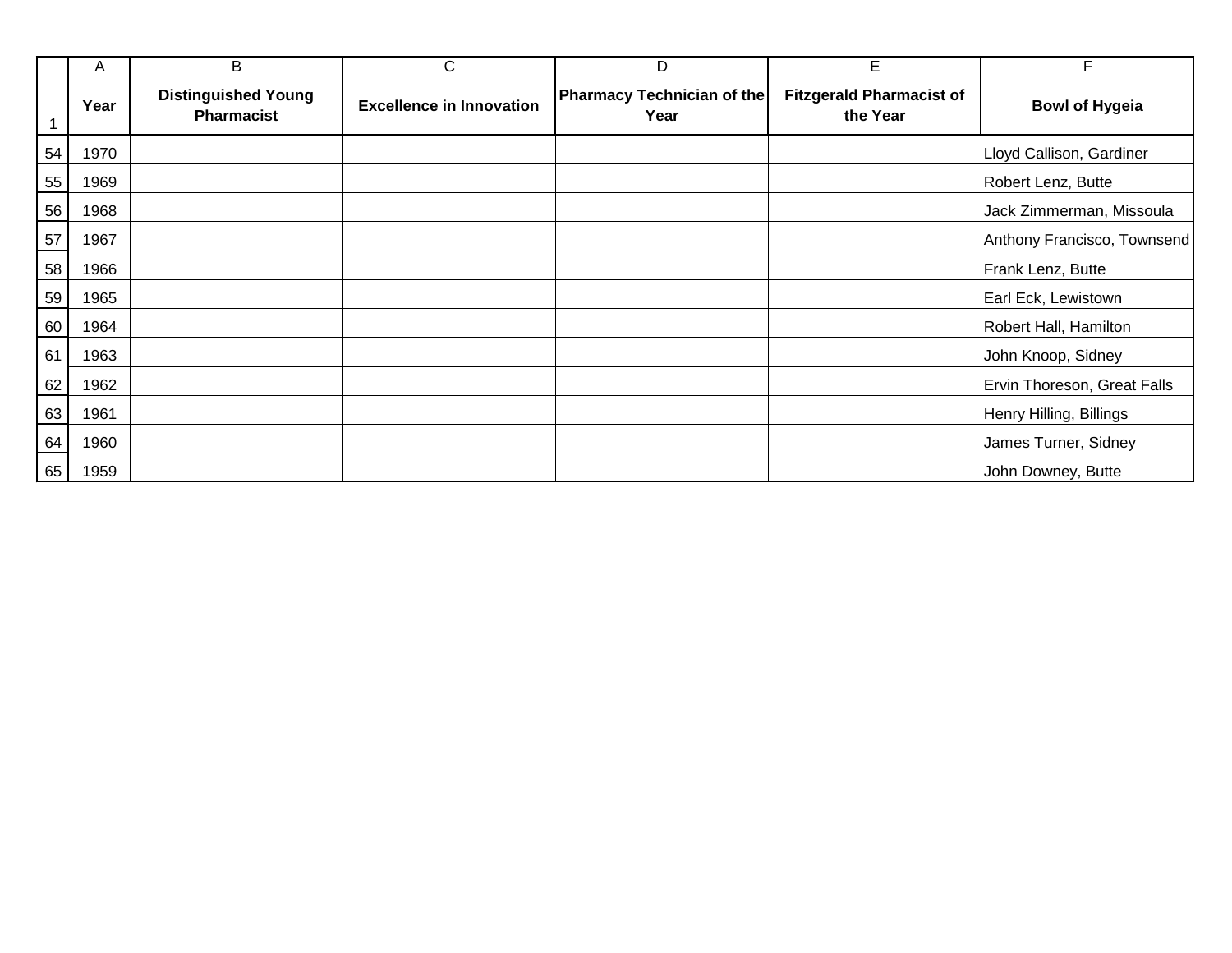| Year | Distinguished Young Pharmacist | Excellence in Innovation | Pharmacy Technician of the Year | Fitzgerald Pharmacist of the Year | Bowl of Hygeia |
|---|---|---|---|---|---|
| 1970 | | | | | Lloyd Callison, Gardiner |
| 1969 | | | | | Robert Lenz, Butte |
| 1968 | | | | | Jack Zimmerman, Missoula |
| 1967 | | | | | Anthony Francisco, Townsend |
| 1966 | | | | | Frank Lenz, Butte |
| 1965 | | | | | Earl Eck, Lewistown |
| 1964 | | | | | Robert Hall, Hamilton |
| 1963 | | | | | John Knoop, Sidney |
| 1962 | | | | | Ervin Thoreson, Great Falls |
| 1961 | | | | | Henry Hilling, Billings |
| 1960 | | | | | James Turner, Sidney |
| 1959 | | | | | John Downey, Butte |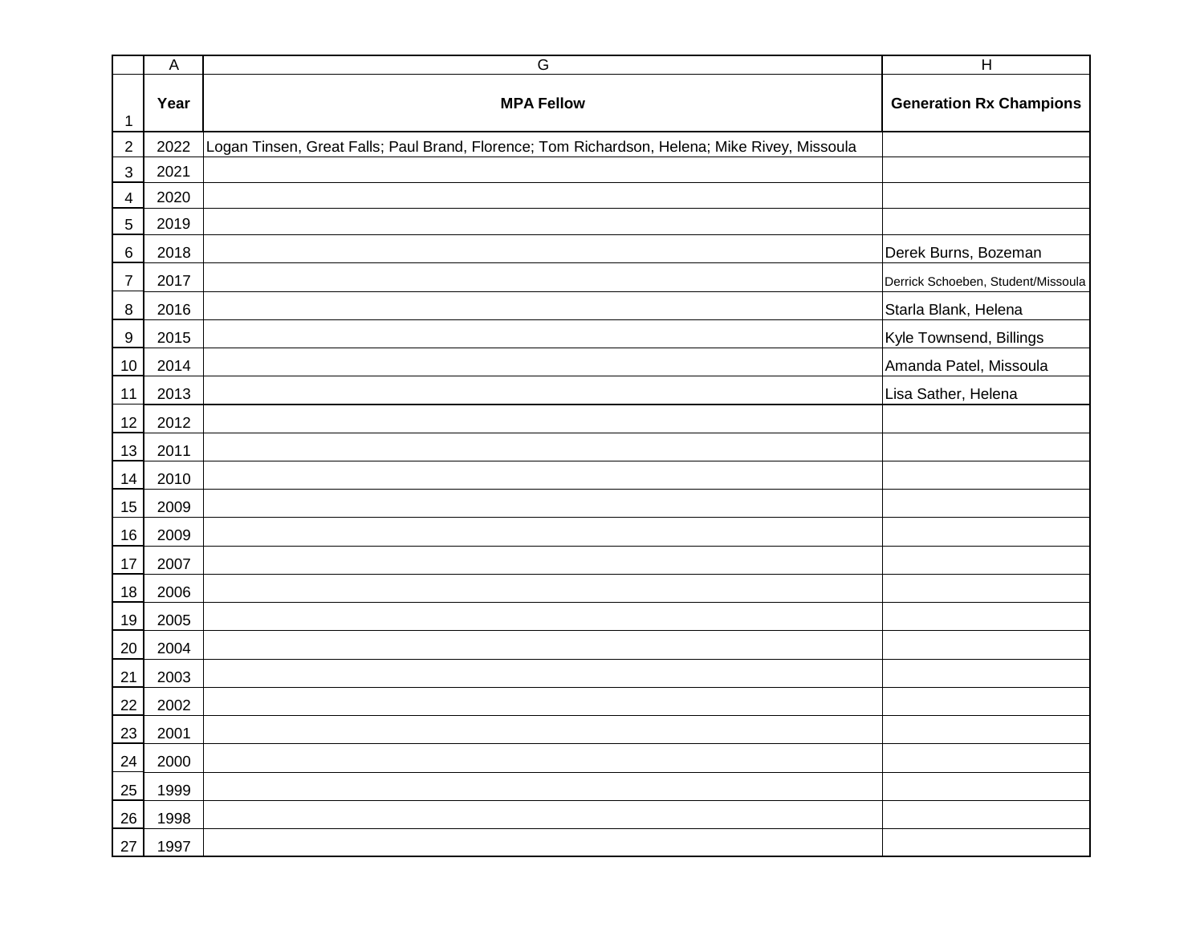| Year | MPA Fellow | Generation Rx Champions |
|---|---|---|
| 2022 | Logan Tinsen, Great Falls; Paul Brand, Florence; Tom Richardson, Helena; Mike Rivey, Missoula | |
| 2021 | | |
| 2020 | | |
| 2019 | | |
| 2018 | | Derek Burns, Bozeman |
| 2017 | | Derrick Schoeben, Student/Missoula |
| 2016 | | Starla Blank, Helena |
| 2015 | | Kyle Townsend, Billings |
| 2014 | | Amanda Patel, Missoula |
| 2013 | | Lisa Sather, Helena |
| 2012 | | |
| 2011 | | |
| 2010 | | |
| 2009 | | |
| 2009 | | |
| 2007 | | |
| 2006 | | |
| 2005 | | |
| 2004 | | |
| 2003 | | |
| 2002 | | |
| 2001 | | |
| 2000 | | |
| 1999 | | |
| 1998 | | |
| 1997 | | |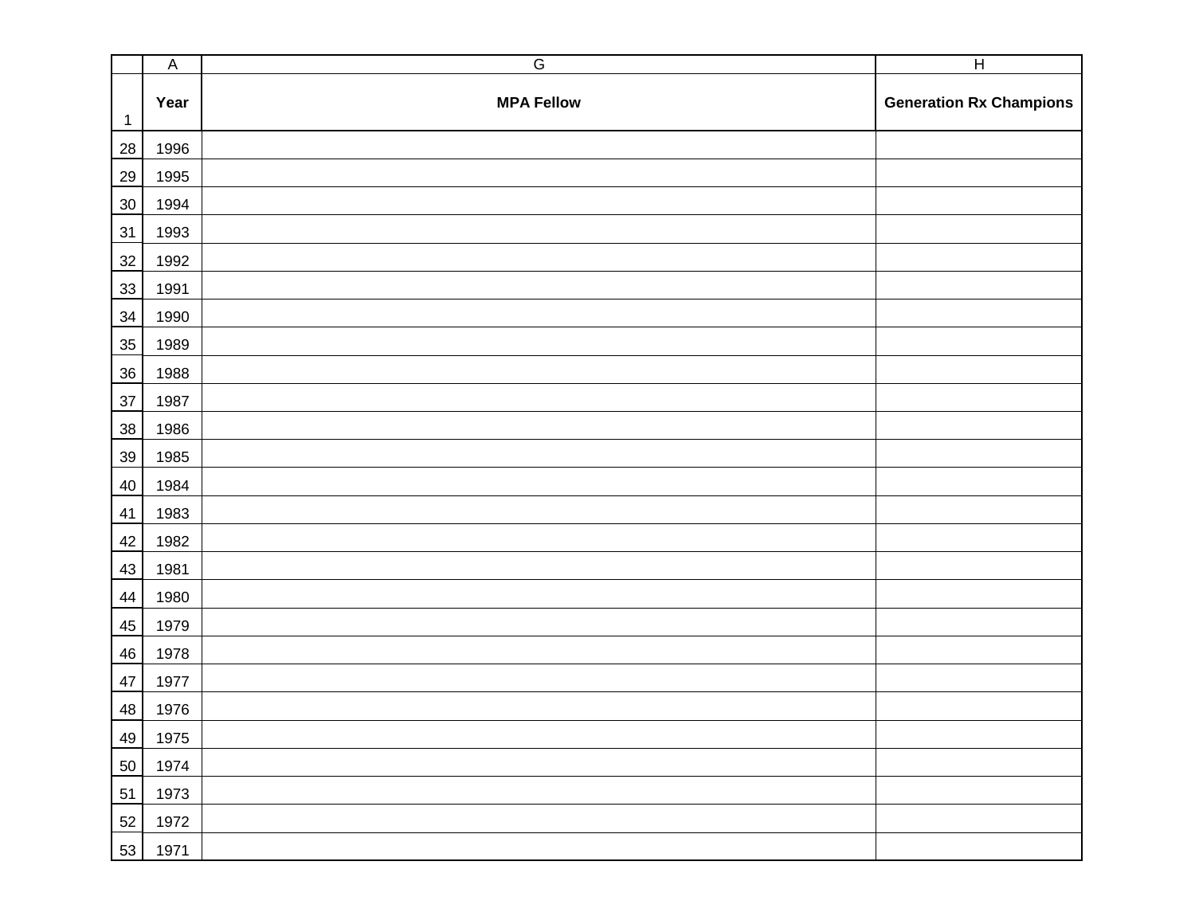| Year | MPA Fellow | Generation Rx Champions |
|---|---|---|
| 1996 | | |
| 1995 | | |
| 1994 | | |
| 1993 | | |
| 1992 | | |
| 1991 | | |
| 1990 | | |
| 1989 | | |
| 1988 | | |
| 1987 | | |
| 1986 | | |
| 1985 | | |
| 1984 | | |
| 1983 | | |
| 1982 | | |
| 1981 | | |
| 1980 | | |
| 1979 | | |
| 1978 | | |
| 1977 | | |
| 1976 | | |
| 1975 | | |
| 1974 | | |
| 1973 | | |
| 1972 | | |
| 1971 | | |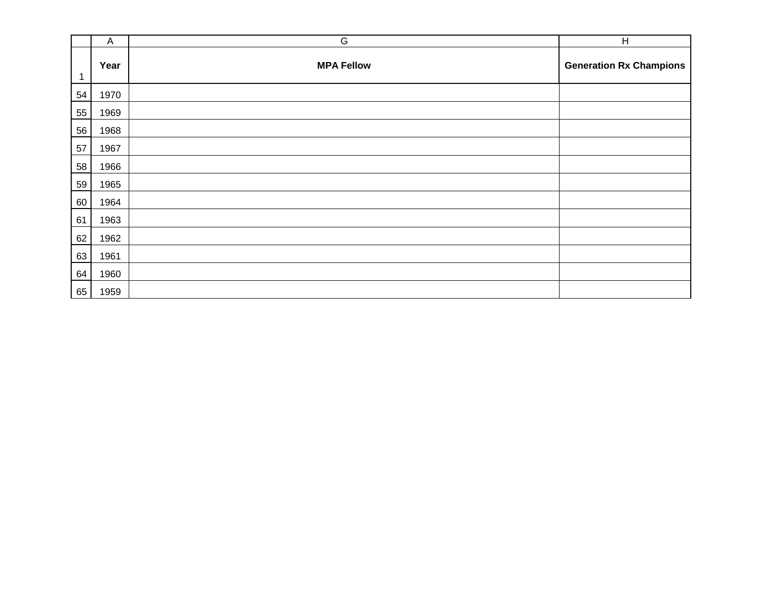| Year | MPA Fellow | Generation Rx Champions |
|---|---|---|
| 1970 | | |
| 1969 | | |
| 1968 | | |
| 1967 | | |
| 1966 | | |
| 1965 | | |
| 1964 | | |
| 1963 | | |
| 1962 | | |
| 1961 | | |
| 1960 | | |
| 1959 | | |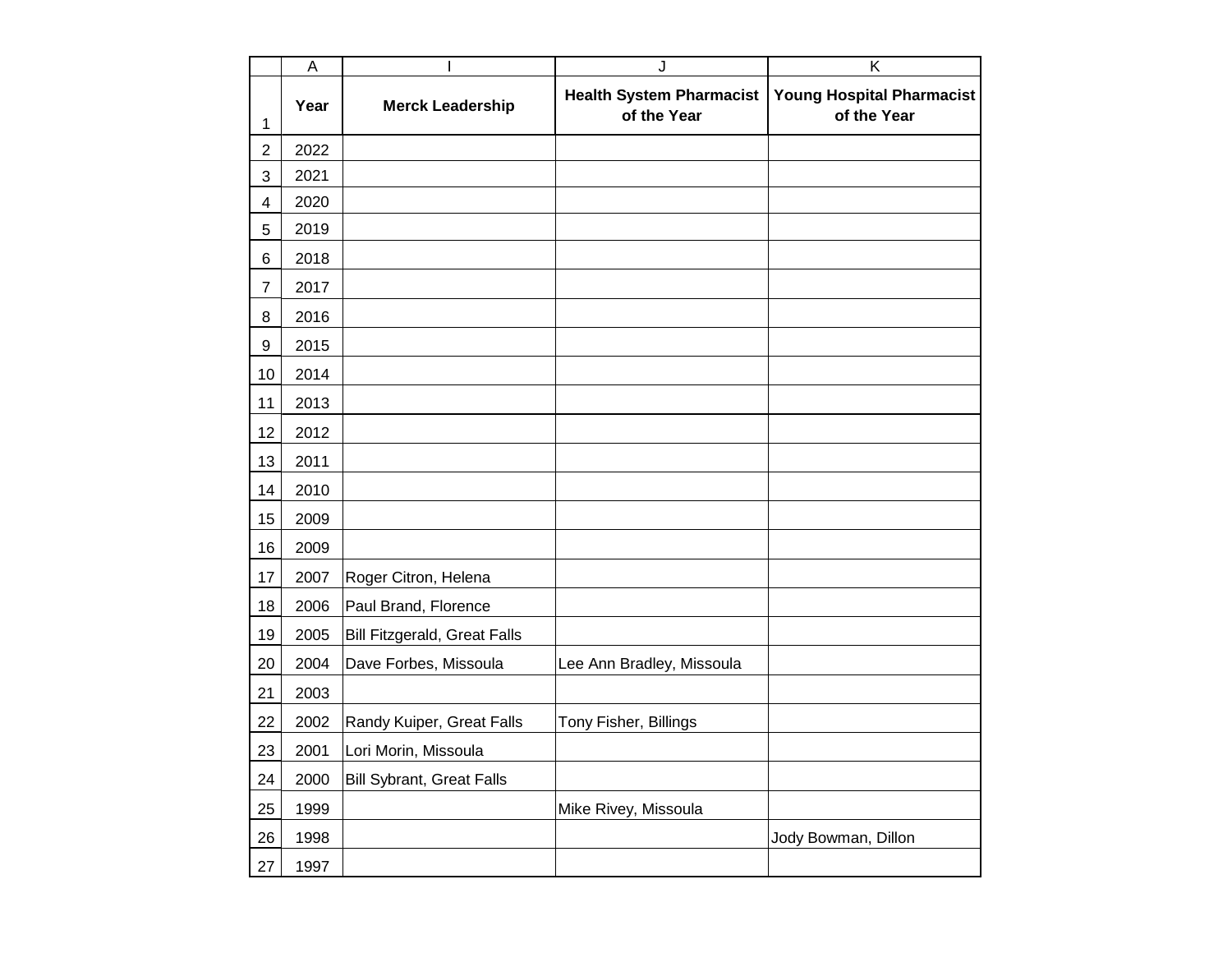| Year | Merck Leadership | Health System Pharmacist of the Year | Young Hospital Pharmacist of the Year |
|---|---|---|---|
| 2022 | | | |
| 2021 | | | |
| 2020 | | | |
| 2019 | | | |
| 2018 | | | |
| 2017 | | | |
| 2016 | | | |
| 2015 | | | |
| 2014 | | | |
| 2013 | | | |
| 2012 | | | |
| 2011 | | | |
| 2010 | | | |
| 2009 | | | |
| 2009 | | | |
| 2007 | Roger Citron, Helena | | |
| 2006 | Paul Brand, Florence | | |
| 2005 | Bill Fitzgerald, Great Falls | | |
| 2004 | Dave Forbes, Missoula | Lee Ann Bradley, Missoula | |
| 2003 | | | |
| 2002 | Randy Kuiper, Great Falls | Tony Fisher, Billings | |
| 2001 | Lori Morin, Missoula | | |
| 2000 | Bill Sybrant, Great Falls | | |
| 1999 | | Mike Rivey, Missoula | |
| 1998 | | | Jody Bowman, Dillon |
| 1997 | | | |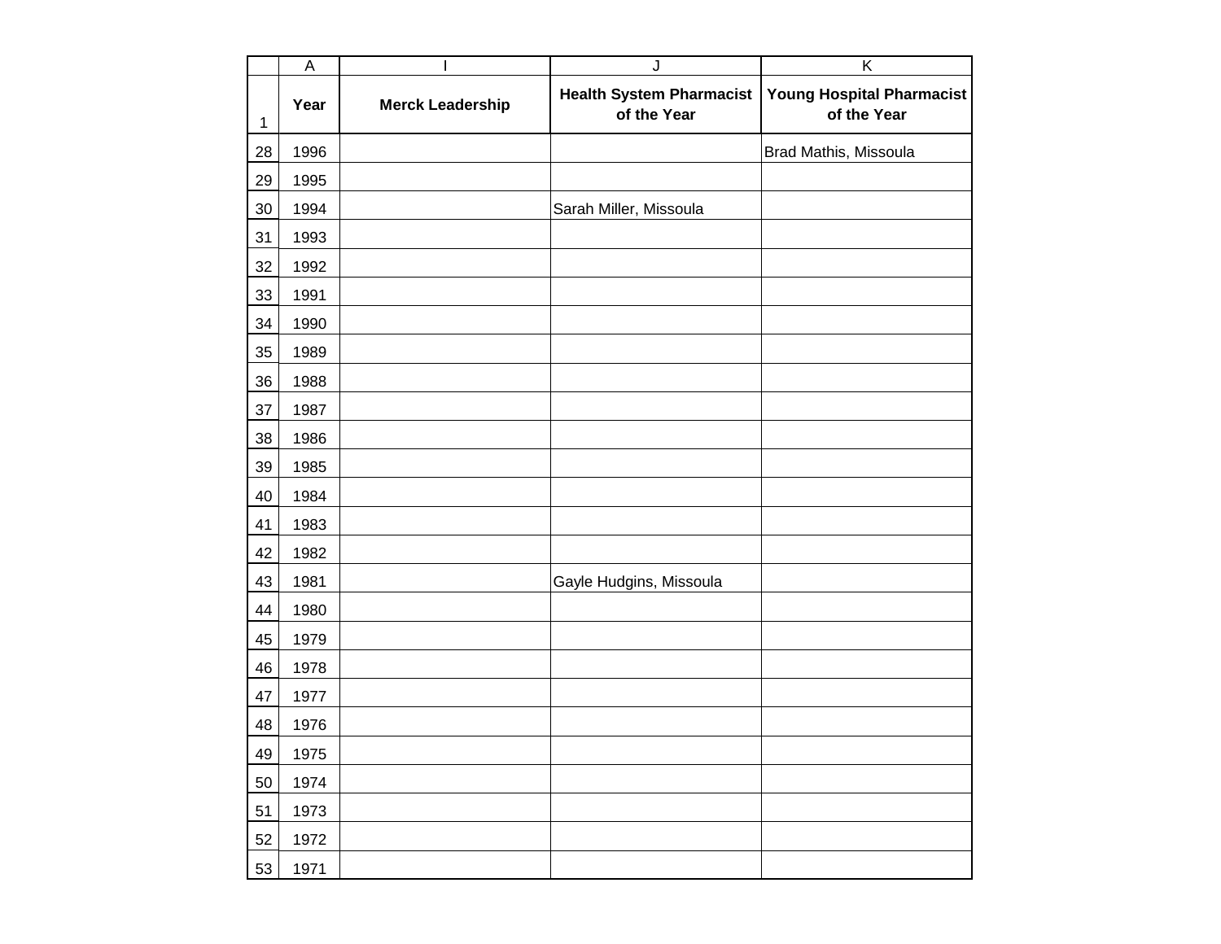| | A | I | J | K |
|---|---|---|---|---|
| 1 | **Year** | **Merck Leadership** | **Health System Pharmacist of the Year** | **Young Hospital Pharmacist of the Year** |
| 28 | 1996 | | | Brad Mathis, Missoula |
| 29 | 1995 | | | |
| 30 | 1994 | | Sarah Miller, Missoula | |
| 31 | 1993 | | | |
| 32 | 1992 | | | |
| 33 | 1991 | | | |
| 34 | 1990 | | | |
| 35 | 1989 | | | |
| 36 | 1988 | | | |
| 37 | 1987 | | | |
| 38 | 1986 | | | |
| 39 | 1985 | | | |
| 40 | 1984 | | | |
| 41 | 1983 | | | |
| 42 | 1982 | | | |
| 43 | 1981 | | Gayle Hudgins, Missoula | |
| 44 | 1980 | | | |
| 45 | 1979 | | | |
| 46 | 1978 | | | |
| 47 | 1977 | | | |
| 48 | 1976 | | | |
| 49 | 1975 | | | |
| 50 | 1974 | | | |
| 51 | 1973 | | | |
| 52 | 1972 | | | |
| 53 | 1971 | | | |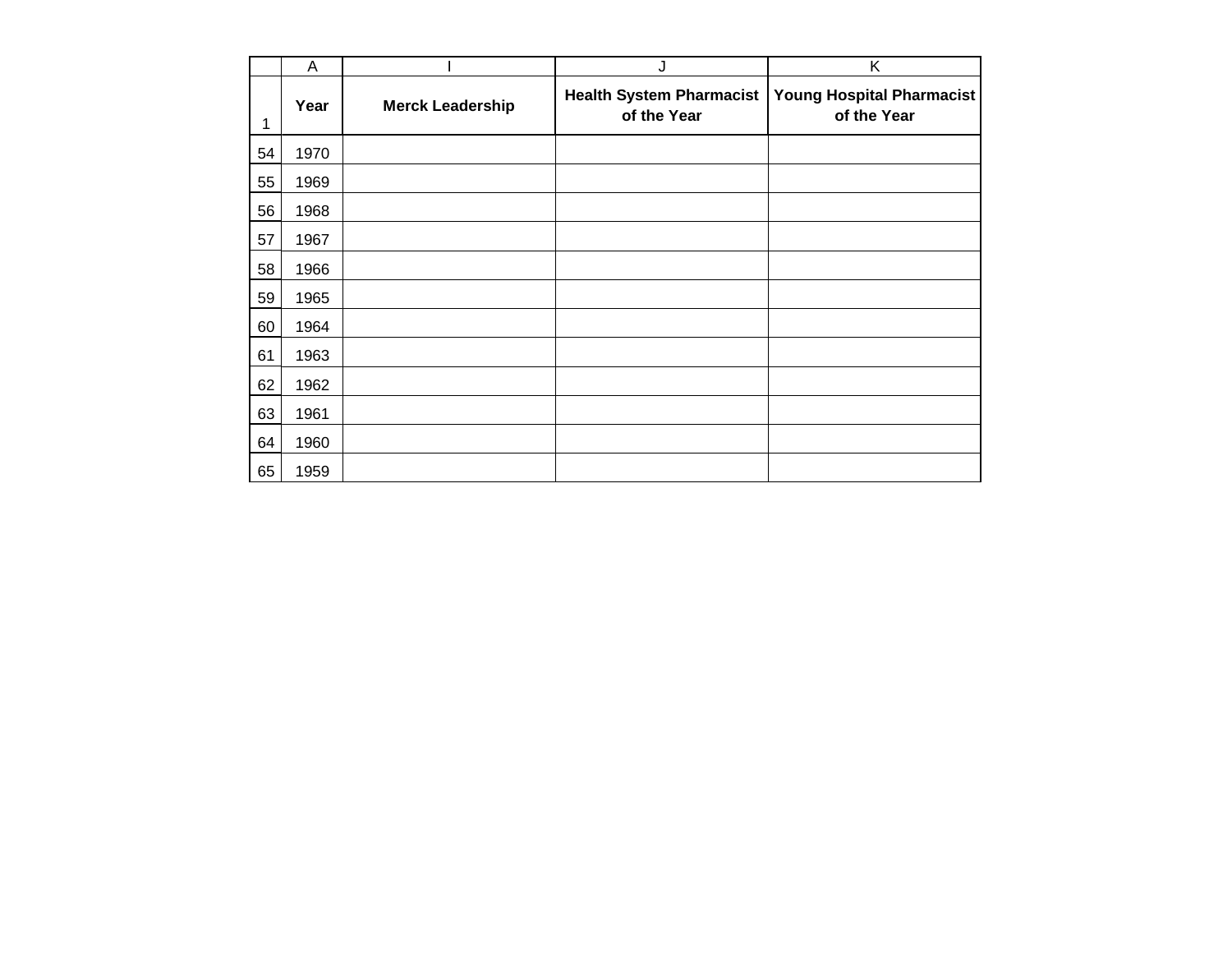| Year | Merck Leadership | Health System Pharmacist of the Year | Young Hospital Pharmacist of the Year |
|---|---|---|---|
| 1970 | | | |
| 1969 | | | |
| 1968 | | | |
| 1967 | | | |
| 1966 | | | |
| 1965 | | | |
| 1964 | | | |
| 1963 | | | |
| 1962 | | | |
| 1961 | | | |
| 1960 | | | |
| 1959 | | | |